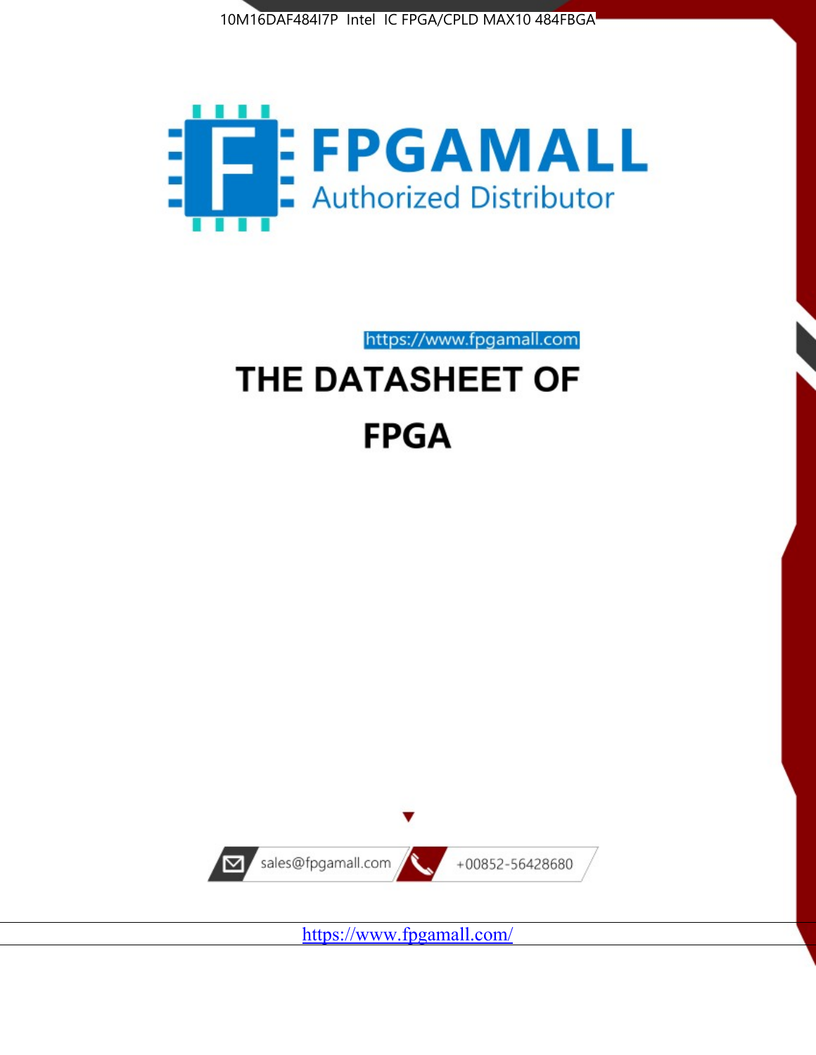10M16DAF484I7P Intel IC FPGA/CPLD MAX10 484FBGA

FPGAMALL

Authorized Distributor

https://www.fpgamall.com

# THE DATASHEET OF

# FPGA

sales@fpgamall.com

+00852-56428680

https://www.fpgamall.com/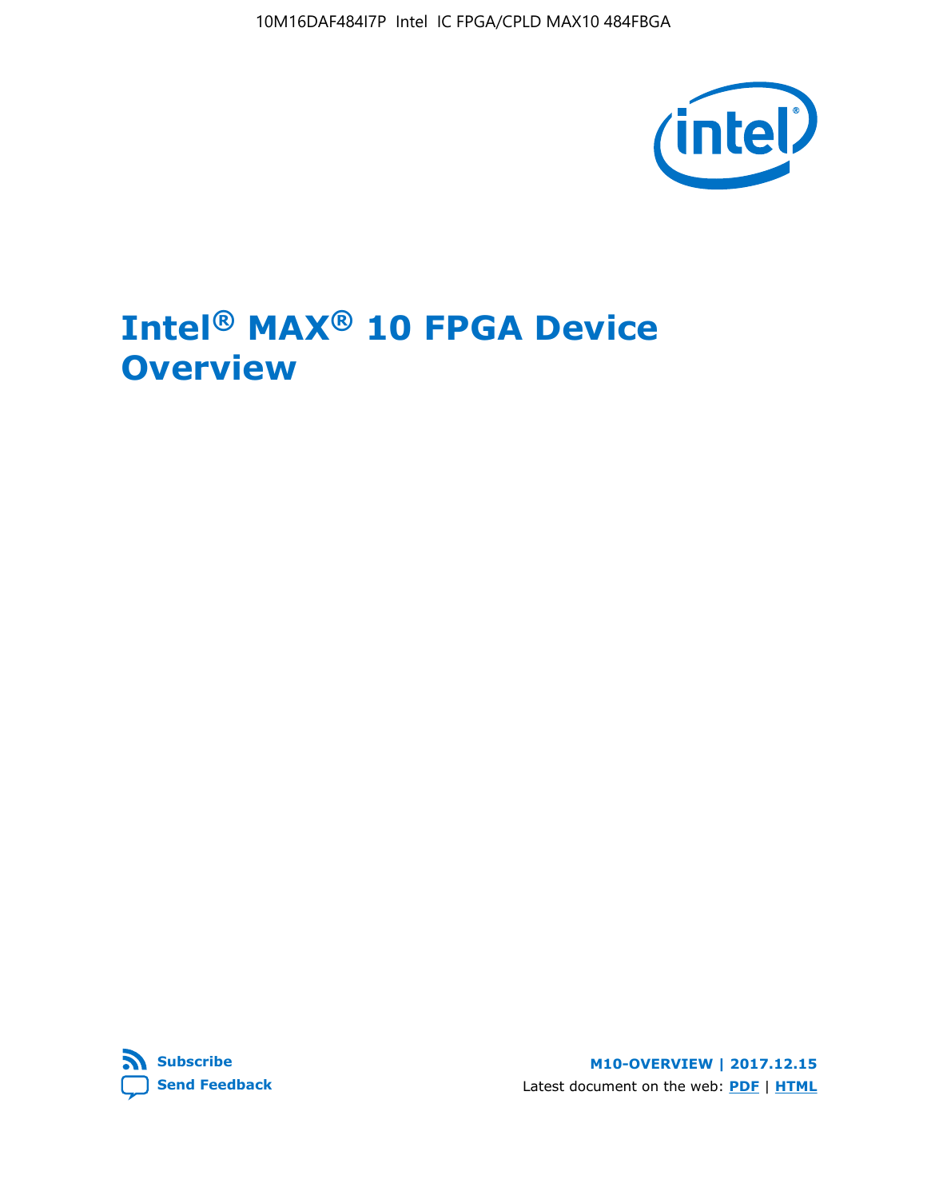# Intel® MAX® 10 FPGA Device Overview

**Subscribe**

**Send Feedback**

**M10-OVERVIEW | 2017.12.15**

Latest document on the web: **PDF** | **HTML**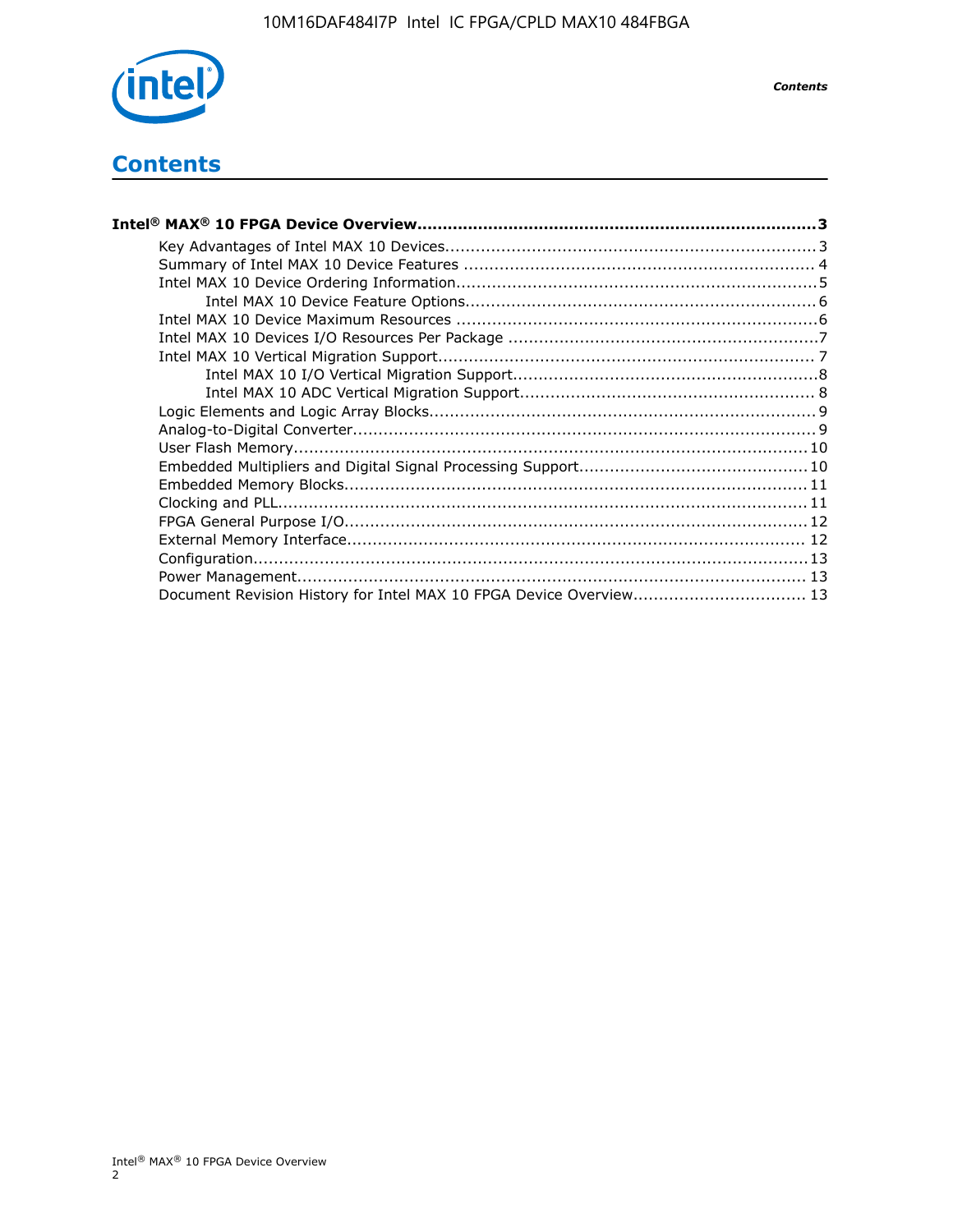# Contents

**Intel® MAX® 10 FPGA Device Overview....................................................................................3**

- Key Advantages of Intel MAX 10 Devices........................................................................3
- Summary of Intel MAX 10 Device Features ....................................................................4
- Intel MAX 10 Device Ordering Information......................................................................5
    - Intel MAX 10 Device Feature Options....................................................................6
- Intel MAX 10 Device Maximum Resources ......................................................................6
- Intel MAX 10 Devices I/O Resources Per Package ............................................................7
- Intel MAX 10 Vertical Migration Support.........................................................................7
    - Intel MAX 10 I/O Vertical Migration Support...........................................................8
    - Intel MAX 10 ADC Vertical Migration Support.........................................................8
- Logic Elements and Logic Array Blocks...........................................................................9
- Analog-to-Digital Converter..........................................................................................9
- User Flash Memory....................................................................................................10
- Embedded Multipliers and Digital Signal Processing Support............................................10
- Embedded Memory Blocks..........................................................................................11
- Clocking and PLL.......................................................................................................11
- FPGA General Purpose I/O..........................................................................................12
- External Memory Interface.........................................................................................12
- Configuration............................................................................................................13
- Power Management...................................................................................................13
- Document Revision History for Intel MAX 10 FPGA Device Overview.................................13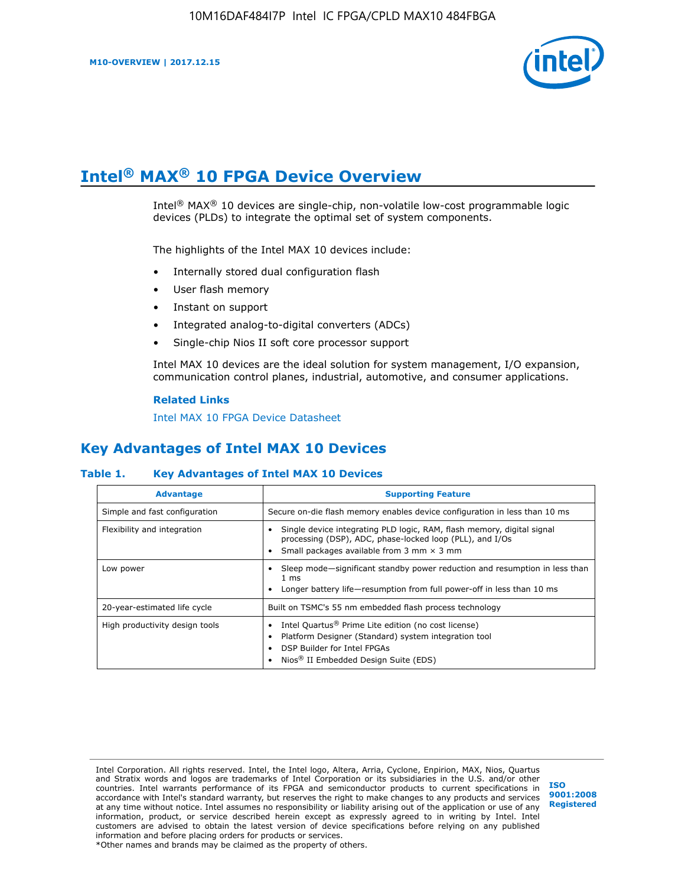# Intel® MAX® 10 FPGA Device Overview

Intel® MAX® 10 devices are single-chip, non-volatile low-cost programmable logic devices (PLDs) to integrate the optimal set of system components.

The highlights of the Intel MAX 10 devices include:

- Internally stored dual configuration flash
- User flash memory
- Instant on support
- Integrated analog-to-digital converters (ADCs)
- Single-chip Nios II soft core processor support

Intel MAX 10 devices are the ideal solution for system management, I/O expansion, communication control planes, industrial, automotive, and consumer applications.

**Related Links**

Intel MAX 10 FPGA Device Datasheet

## Key Advantages of Intel MAX 10 Devices

**Table 1. Key Advantages of Intel MAX 10 Devices**

| Advantage | Supporting Feature |
|---|---|
| Simple and fast configuration | Secure on-die flash memory enables device configuration in less than 10 ms |
| Flexibility and integration | • Single device integrating PLD logic, RAM, flash memory, digital signal processing (DSP), ADC, phase-locked loop (PLL), and I/Os<br>• Small packages available from 3 mm × 3 mm |
| Low power | • Sleep mode—significant standby power reduction and resumption in less than 1 ms<br>• Longer battery life—resumption from full power-off in less than 10 ms |
| 20-year-estimated life cycle | Built on TSMC's 55 nm embedded flash process technology |
| High productivity design tools | • Intel Quartus® Prime Lite edition (no cost license)<br>• Platform Designer (Standard) system integration tool<br>• DSP Builder for Intel FPGAs<br>• Nios® II Embedded Design Suite (EDS) |

Intel Corporation. All rights reserved. Intel, the Intel logo, Altera, Arria, Cyclone, Enpirion, MAX, Nios, Quartus and Stratix words and logos are trademarks of Intel Corporation or its subsidiaries in the U.S. and/or other countries. Intel warrants performance of its FPGA and semiconductor products to current specifications in accordance with Intel's standard warranty, but reserves the right to make changes to any products and services at any time without notice. Intel assumes no responsibility or liability arising out of the application or use of any information, product, or service described herein except as expressly agreed to in writing by Intel. Intel customers are advised to obtain the latest version of device specifications before relying on any published information and before placing orders for products or services.
*Other names and brands may be claimed as the property of others.

ISO 9001:2008 Registered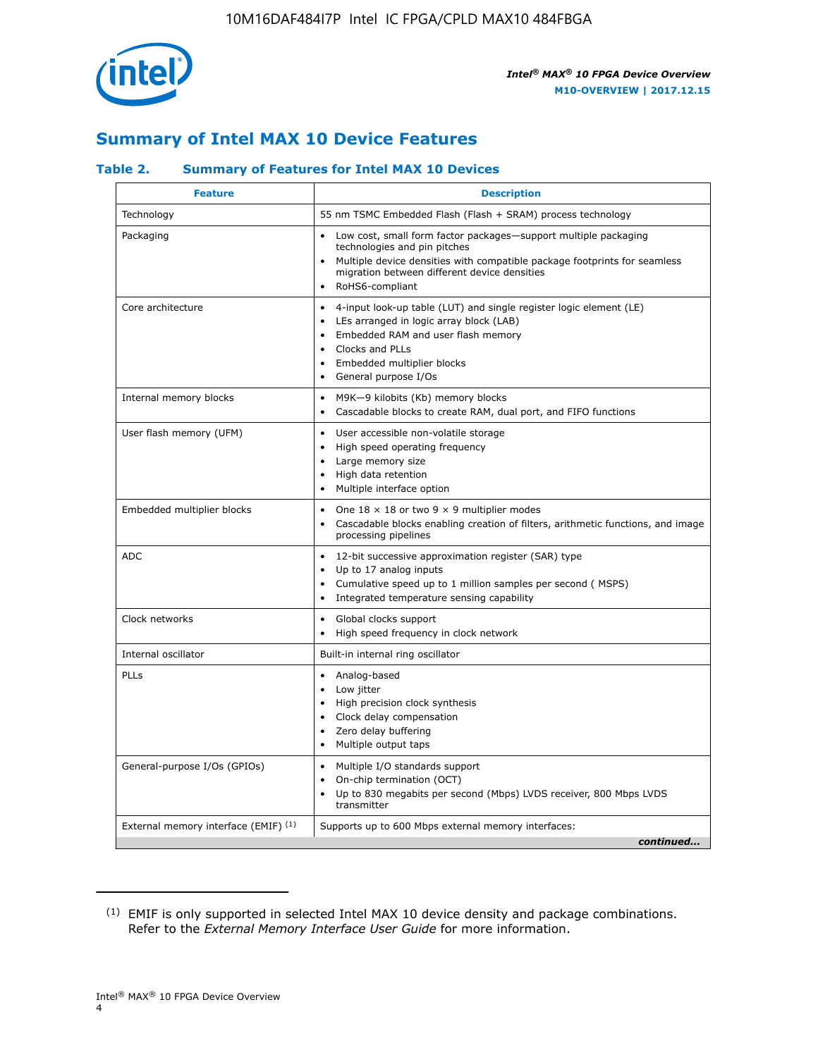## Summary of Intel MAX 10 Device Features

### Table 2. Summary of Features for Intel MAX 10 Devices

| Feature | Description |
|---|---|
| Technology | 55 nm TSMC Embedded Flash (Flash + SRAM) process technology |
| Packaging | • Low cost, small form factor packages—support multiple packaging technologies and pin pitches<br>• Multiple device densities with compatible package footprints for seamless migration between different device densities<br>• RoHS6-compliant |
| Core architecture | • 4-input look-up table (LUT) and single register logic element (LE)<br>• LEs arranged in logic array block (LAB)<br>• Embedded RAM and user flash memory<br>• Clocks and PLLs<br>• Embedded multiplier blocks<br>• General purpose I/Os |
| Internal memory blocks | • M9K—9 kilobits (Kb) memory blocks<br>• Cascadable blocks to create RAM, dual port, and FIFO functions |
| User flash memory (UFM) | • User accessible non-volatile storage<br>• High speed operating frequency<br>• Large memory size<br>• High data retention<br>• Multiple interface option |
| Embedded multiplier blocks | • One 18 × 18 or two 9 × 9 multiplier modes<br>• Cascadable blocks enabling creation of filters, arithmetic functions, and image processing pipelines |
| ADC | • 12-bit successive approximation register (SAR) type<br>• Up to 17 analog inputs<br>• Cumulative speed up to 1 million samples per second ( MSPS)<br>• Integrated temperature sensing capability |
| Clock networks | • Global clocks support<br>• High speed frequency in clock network |
| Internal oscillator | Built-in internal ring oscillator |
| PLLs | • Analog-based<br>• Low jitter<br>• High precision clock synthesis<br>• Clock delay compensation<br>• Zero delay buffering<br>• Multiple output taps |
| General-purpose I/Os (GPIOs) | • Multiple I/O standards support<br>• On-chip termination (OCT)<br>• Up to 830 megabits per second (Mbps) LVDS receiver, 800 Mbps LVDS transmitter |
| External memory interface (EMIF) (1) | Supports up to 600 Mbps external memory interfaces: |

*continued...*

(1) EMIF is only supported in selected Intel MAX 10 device density and package combinations. Refer to the *External Memory Interface User Guide* for more information.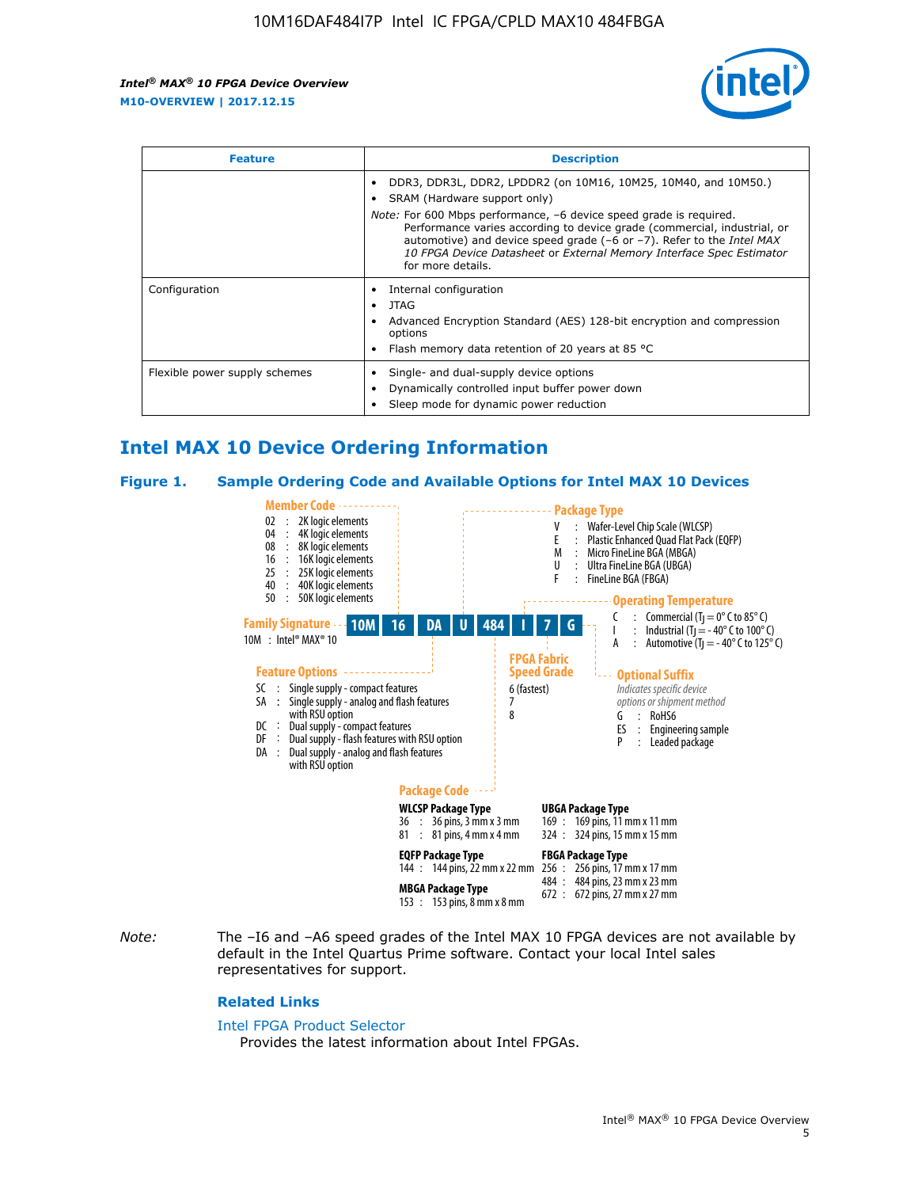| Feature | Description |
| --- | --- |
| | • DDR3, DDR3L, DDR2, LPDDR2 (on 10M16, 10M25, 10M40, and 10M50.)<br>• SRAM (Hardware support only)<br>*Note:* For 600 Mbps performance, –6 device speed grade is required. Performance varies according to device grade (commercial, industrial, or automotive) and device speed grade (–6 or –7). Refer to the *Intel MAX 10 FPGA Device Datasheet* or *External Memory Interface Spec Estimator* for more details. |
| Configuration | • Internal configuration<br>• JTAG<br>• Advanced Encryption Standard (AES) 128-bit encryption and compression options<br>• Flash memory data retention of 20 years at 85 °C |
| Flexible power supply schemes | • Single- and dual-supply device options<br>• Dynamically controlled input buffer power down<br>• Sleep mode for dynamic power reduction |

## Intel MAX 10 Device Ordering Information

### Figure 1. Sample Ordering Code and Available Options for Intel MAX 10 Devices

**10M | 16 | DA | U | 484 | I | 7 | G**

**Family Signature**
10M : Intel® MAX® 10

**Member Code**
- 02 : 2K logic elements
- 04 : 4K logic elements
- 08 : 8K logic elements
- 16 : 16K logic elements
- 25 : 25K logic elements
- 40 : 40K logic elements
- 50 : 50K logic elements

**Feature Options**
- SC : Single supply - compact features
- SA : Single supply - analog and flash features with RSU option
- DC : Dual supply - compact features
- DF : Dual supply - flash features with RSU option
- DA : Dual supply - analog and flash features with RSU option

**Package Type**
- V : Wafer-Level Chip Scale (WLCSP)
- E : Plastic Enhanced Quad Flat Pack (EQFP)
- M : Micro FineLine BGA (MBGA)
- U : Ultra FineLine BGA (UBGA)
- F : FineLine BGA (FBGA)

**Package Code**

WLCSP Package Type
- 36 : 36 pins, 3 mm x 3 mm
- 81 : 81 pins, 4 mm x 4 mm

EQFP Package Type
- 144 : 144 pins, 22 mm x 22 mm

MBGA Package Type
- 153 : 153 pins, 8 mm x 8 mm

UBGA Package Type
- 169 : 169 pins, 11 mm x 11 mm
- 324 : 324 pins, 15 mm x 15 mm

FBGA Package Type
- 256 : 256 pins, 17 mm x 17 mm
- 484 : 484 pins, 23 mm x 23 mm
- 672 : 672 pins, 27 mm x 27 mm

**Operating Temperature**
- C : Commercial ($T_J$ = 0° C to 85° C)
- I : Industrial ($T_J$ = - 40° C to 100° C)
- A : Automotive ($T_J$ = - 40° C to 125° C)

**FPGA Fabric Speed Grade**
- 6 (fastest)
- 7
- 8

**Optional Suffix**
*Indicates specific device options or shipment method*
- G : RoHS6
- ES : Engineering sample
- P : Leaded package

*Note:* The –I6 and –A6 speed grades of the Intel MAX 10 FPGA devices are not available by default in the Intel Quartus Prime software. Contact your local Intel sales representatives for support.

### Related Links

Intel FPGA Product Selector
Provides the latest information about Intel FPGAs.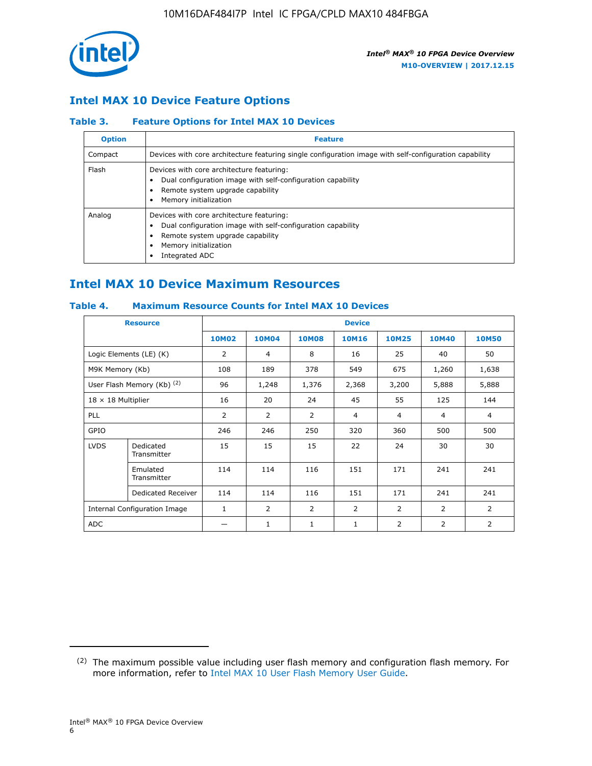## Intel MAX 10 Device Feature Options

### Table 3. Feature Options for Intel MAX 10 Devices

| Option | Feature |
|---|---|
| Compact | Devices with core architecture featuring single configuration image with self-configuration capability |
| Flash | Devices with core architecture featuring:<br>• Dual configuration image with self-configuration capability<br>• Remote system upgrade capability<br>• Memory initialization |
| Analog | Devices with core architecture featuring:<br>• Dual configuration image with self-configuration capability<br>• Remote system upgrade capability<br>• Memory initialization<br>• Integrated ADC |

## Intel MAX 10 Device Maximum Resources

### Table 4. Maximum Resource Counts for Intel MAX 10 Devices

| Resource | | Device | | | | | | |
|---|---|---|---|---|---|---|---|---|
| | | 10M02 | 10M04 | 10M08 | 10M16 | 10M25 | 10M40 | 10M50 |
| Logic Elements (LE) (K) | | 2 | 4 | 8 | 16 | 25 | 40 | 50 |
| M9K Memory (Kb) | | 108 | 189 | 378 | 549 | 675 | 1,260 | 1,638 |
| User Flash Memory (Kb) [(2)] | | 96 | 1,248 | 1,376 | 2,368 | 3,200 | 5,888 | 5,888 |
| 18 × 18 Multiplier | | 16 | 20 | 24 | 45 | 55 | 125 | 144 |
| PLL | | 2 | 2 | 2 | 4 | 4 | 4 | 4 |
| GPIO | | 246 | 246 | 250 | 320 | 360 | 500 | 500 |
| LVDS | Dedicated Transmitter | 15 | 15 | 15 | 22 | 24 | 30 | 30 |
| | Emulated Transmitter | 114 | 114 | 116 | 151 | 171 | 241 | 241 |
| | Dedicated Receiver | 114 | 114 | 116 | 151 | 171 | 241 | 241 |
| Internal Configuration Image | | 1 | 2 | 2 | 2 | 2 | 2 | 2 |
| ADC | | — | 1 | 1 | 1 | 2 | 2 | 2 |

(2) The maximum possible value including user flash memory and configuration flash memory. For more information, refer to Intel MAX 10 User Flash Memory User Guide.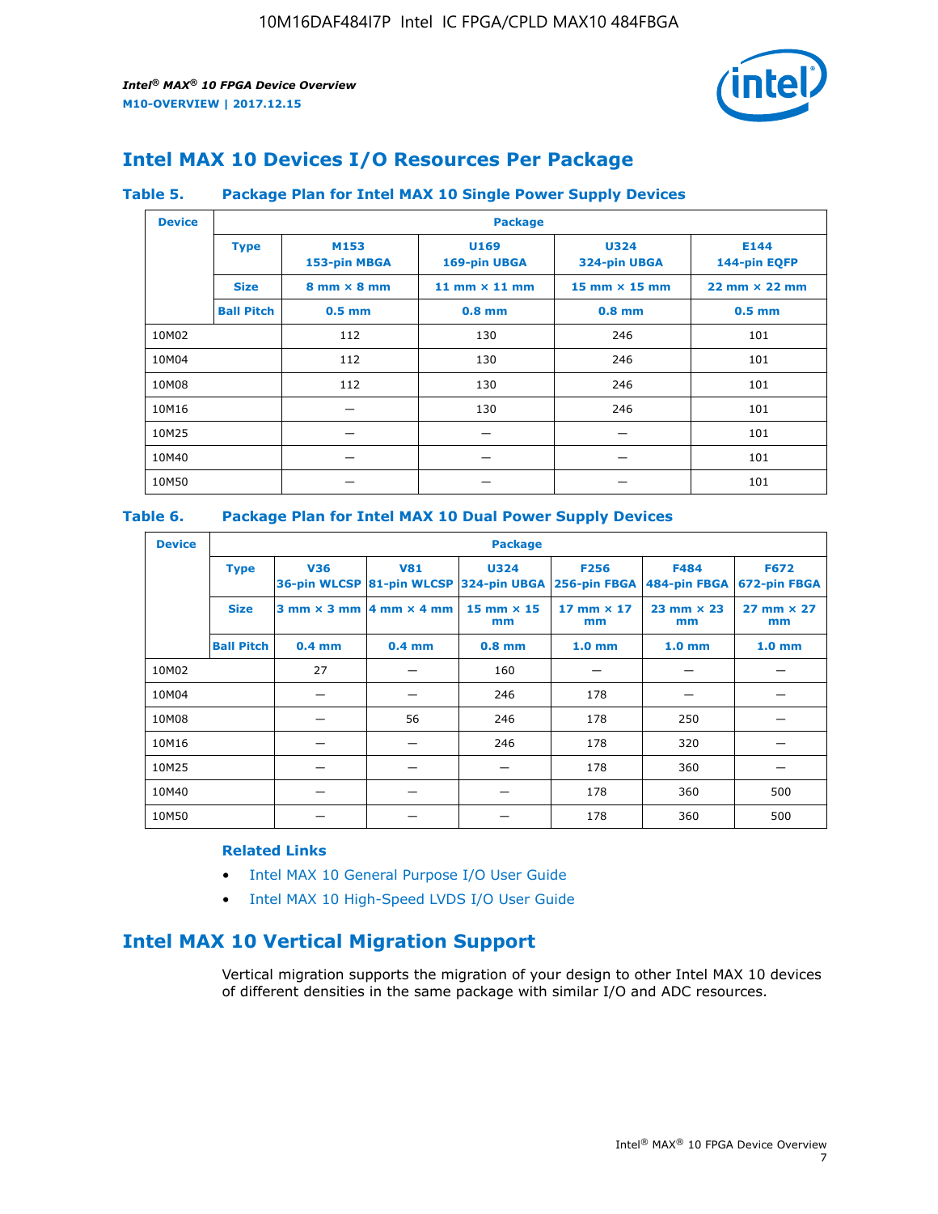## Intel MAX 10 Devices I/O Resources Per Package

**Table 5. Package Plan for Intel MAX 10 Single Power Supply Devices**

| Device | Package | | | | |
|---|---|---|---|---|---|
| | **Type** | **M153** 153-pin MBGA | **U169** 169-pin UBGA | **U324** 324-pin UBGA | **E144** 144-pin EQFP |
| | **Size** | 8 mm × 8 mm | 11 mm × 11 mm | 15 mm × 15 mm | 22 mm × 22 mm |
| | **Ball Pitch** | 0.5 mm | 0.8 mm | 0.8 mm | 0.5 mm |
| 10M02 | | 112 | 130 | 246 | 101 |
| 10M04 | | 112 | 130 | 246 | 101 |
| 10M08 | | 112 | 130 | 246 | 101 |
| 10M16 | | — | 130 | 246 | 101 |
| 10M25 | | — | — | — | 101 |
| 10M40 | | — | — | — | 101 |
| 10M50 | | — | — | — | 101 |

**Table 6. Package Plan for Intel MAX 10 Dual Power Supply Devices**

| Device | Package | | | | | | |
|---|---|---|---|---|---|---|---|
| | **Type** | **V36** 36-pin WLCSP | **V81** 81-pin WLCSP | **U324** 324-pin UBGA | **F256** 256-pin FBGA | **F484** 484-pin FBGA | **F672** 672-pin FBGA |
| | **Size** | 3 mm × 3 mm | 4 mm × 4 mm | 15 mm × 15 mm | 17 mm × 17 mm | 23 mm × 23 mm | 27 mm × 27 mm |
| | **Ball Pitch** | 0.4 mm | 0.4 mm | 0.8 mm | 1.0 mm | 1.0 mm | 1.0 mm |
| 10M02 | | 27 | — | 160 | — | — | — |
| 10M04 | | — | — | 246 | 178 | — | — |
| 10M08 | | — | 56 | 246 | 178 | 250 | — |
| 10M16 | | — | — | 246 | 178 | 320 | — |
| 10M25 | | — | — | — | 178 | 360 | — |
| 10M40 | | — | — | — | 178 | 360 | 500 |
| 10M50 | | — | — | — | 178 | 360 | 500 |

**Related Links**

- Intel MAX 10 General Purpose I/O User Guide
- Intel MAX 10 High-Speed LVDS I/O User Guide

## Intel MAX 10 Vertical Migration Support

Vertical migration supports the migration of your design to other Intel MAX 10 devices of different densities in the same package with similar I/O and ADC resources.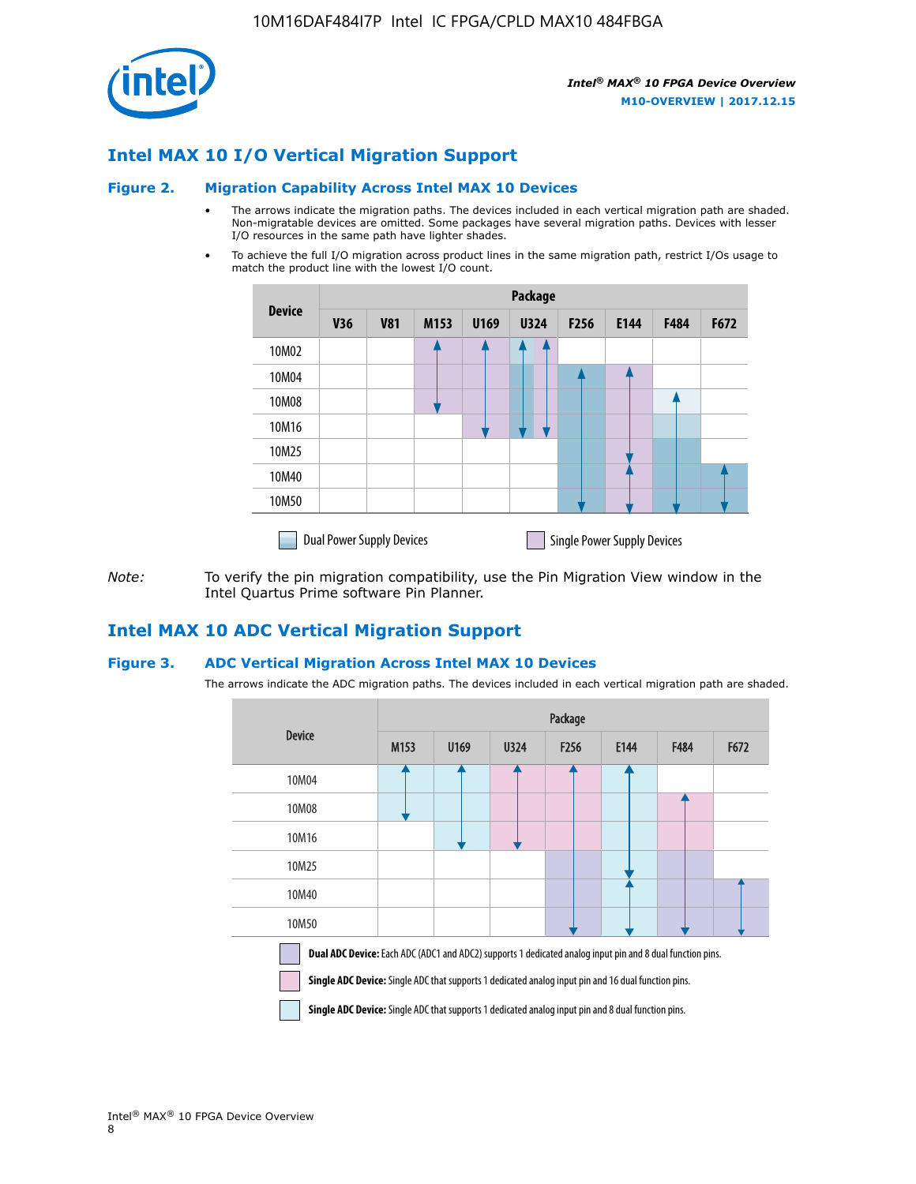## Intel MAX 10 I/O Vertical Migration Support

### Figure 2. Migration Capability Across Intel MAX 10 Devices

- The arrows indicate the migration paths. The devices included in each vertical migration path are shaded. Non-migratable devices are omitted. Some packages have several migration paths. Devices with lesser I/O resources in the same path have lighter shades.
- To achieve the full I/O migration across product lines in the same migration path, restrict I/Os usage to match the product line with the lowest I/O count.

| Device | Package | | | | | | | | |
|---|---|---|---|---|---|---|---|---|---|
| | V36 | V81 | M153 | U169 | U324 | F256 | E144 | F484 | F672 |
| 10M02 | | | | | | | | | |
| 10M04 | | | | | | | | | |
| 10M08 | | | | | | | | | |
| 10M16 | | | | | | | | | |
| 10M25 | | | | | | | | | |
| 10M40 | | | | | | | | | |
| 10M50 | | | | | | | | | |

Dual Power Supply Devices    Single Power Supply Devices

*Note:* To verify the pin migration compatibility, use the Pin Migration View window in the Intel Quartus Prime software Pin Planner.

## Intel MAX 10 ADC Vertical Migration Support

### Figure 3. ADC Vertical Migration Across Intel MAX 10 Devices

The arrows indicate the ADC migration paths. The devices included in each vertical migration path are shaded.

| Device | Package | | | | | | |
|---|---|---|---|---|---|---|---|
| | M153 | U169 | U324 | F256 | E144 | F484 | F672 |
| 10M04 | | | | | | | |
| 10M08 | | | | | | | |
| 10M16 | | | | | | | |
| 10M25 | | | | | | | |
| 10M40 | | | | | | | |
| 10M50 | | | | | | | |

**Dual ADC Device:** Each ADC (ADC1 and ADC2) supports 1 dedicated analog input pin and 8 dual function pins.

**Single ADC Device:** Single ADC that supports 1 dedicated analog input pin and 16 dual function pins.

**Single ADC Device:** Single ADC that supports 1 dedicated analog input pin and 8 dual function pins.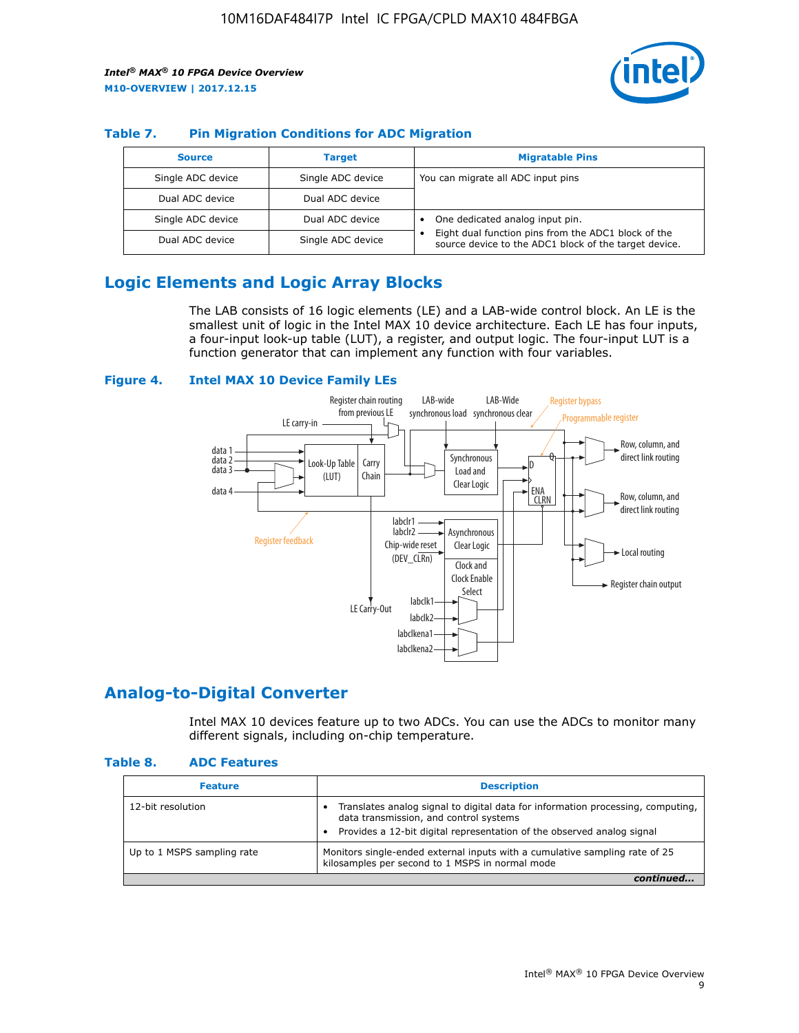### Table 7. Pin Migration Conditions for ADC Migration

| Source | Target | Migratable Pins |
| --- | --- | --- |
| Single ADC device | Single ADC device | You can migrate all ADC input pins |
| Dual ADC device | Dual ADC device | |
| Single ADC device | Dual ADC device | • One dedicated analog input pin. • Eight dual function pins from the ADC1 block of the source device to the ADC1 block of the target device. |
| Dual ADC device | Single ADC device | |

## Logic Elements and Logic Array Blocks

The LAB consists of 16 logic elements (LE) and a LAB-wide control block. An LE is the smallest unit of logic in the Intel MAX 10 device architecture. Each LE has four inputs, a four-input look-up table (LUT), a register, and output logic. The four-input LUT is a function generator that can implement any function with four variables.

### Figure 4. Intel MAX 10 Device Family LEs

## Analog-to-Digital Converter

Intel MAX 10 devices feature up to two ADCs. You can use the ADCs to monitor many different signals, including on-chip temperature.

### Table 8. ADC Features

| Feature | Description |
| --- | --- |
| 12-bit resolution | • Translates analog signal to digital data for information processing, computing, data transmission, and control systems • Provides a 12-bit digital representation of the observed analog signal |
| Up to 1 MSPS sampling rate | Monitors single-ended external inputs with a cumulative sampling rate of 25 kilosamples per second to 1 MSPS in normal mode |

*continued...*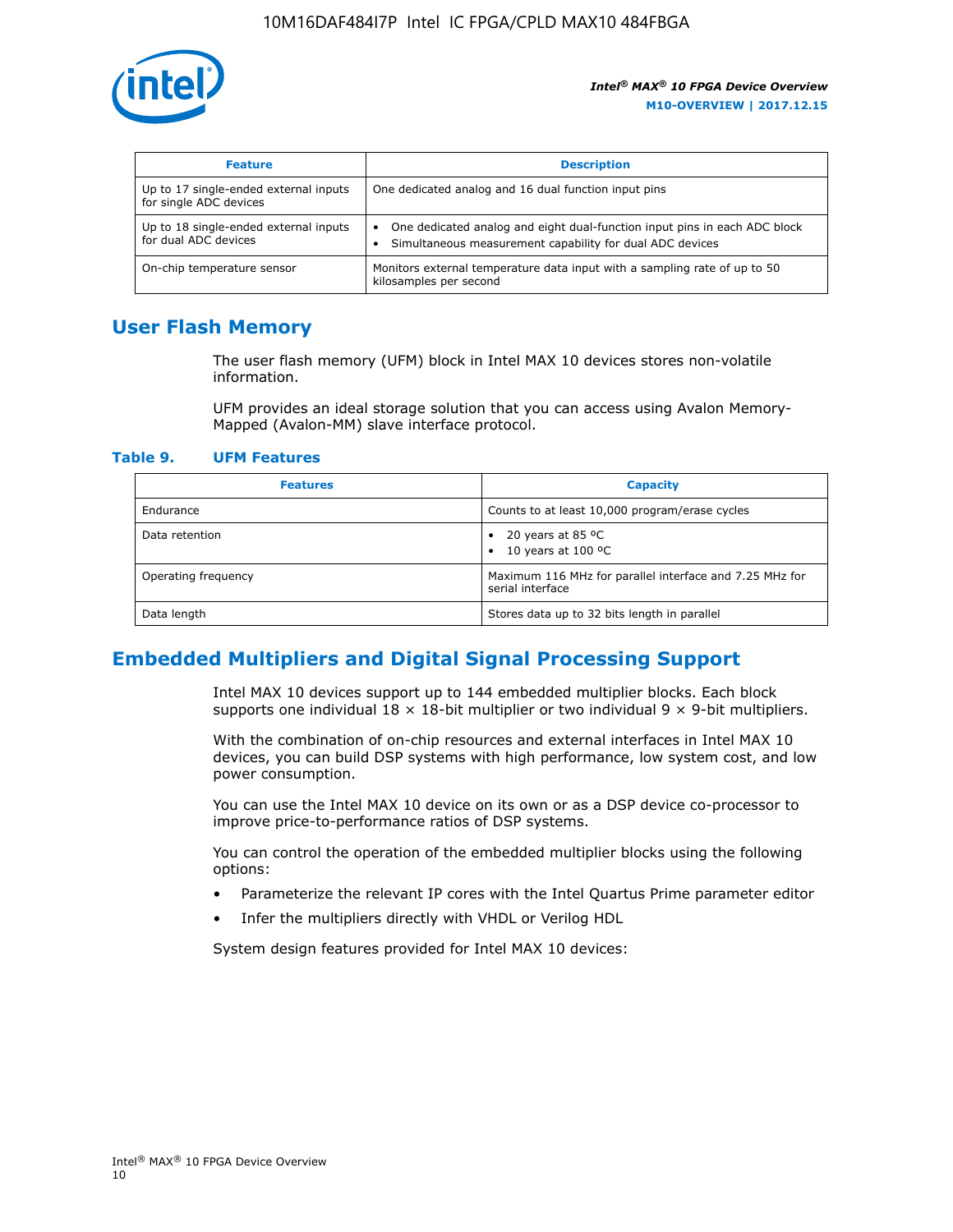| Feature | Description |
| --- | --- |
| Up to 17 single-ended external inputs for single ADC devices | One dedicated analog and 16 dual function input pins |
| Up to 18 single-ended external inputs for dual ADC devices | • One dedicated analog and eight dual-function input pins in each ADC block<br>• Simultaneous measurement capability for dual ADC devices |
| On-chip temperature sensor | Monitors external temperature data input with a sampling rate of up to 50 kilosamples per second |

## User Flash Memory

The user flash memory (UFM) block in Intel MAX 10 devices stores non-volatile information.

UFM provides an ideal storage solution that you can access using Avalon Memory-Mapped (Avalon-MM) slave interface protocol.

### Table 9. UFM Features

| Features | Capacity |
| --- | --- |
| Endurance | Counts to at least 10,000 program/erase cycles |
| Data retention | • 20 years at 85 ºC<br>• 10 years at 100 ºC |
| Operating frequency | Maximum 116 MHz for parallel interface and 7.25 MHz for serial interface |
| Data length | Stores data up to 32 bits length in parallel |

## Embedded Multipliers and Digital Signal Processing Support

Intel MAX 10 devices support up to 144 embedded multiplier blocks. Each block supports one individual 18 × 18-bit multiplier or two individual 9 × 9-bit multipliers.

With the combination of on-chip resources and external interfaces in Intel MAX 10 devices, you can build DSP systems with high performance, low system cost, and low power consumption.

You can use the Intel MAX 10 device on its own or as a DSP device co-processor to improve price-to-performance ratios of DSP systems.

You can control the operation of the embedded multiplier blocks using the following options:

- Parameterize the relevant IP cores with the Intel Quartus Prime parameter editor
- Infer the multipliers directly with VHDL or Verilog HDL

System design features provided for Intel MAX 10 devices: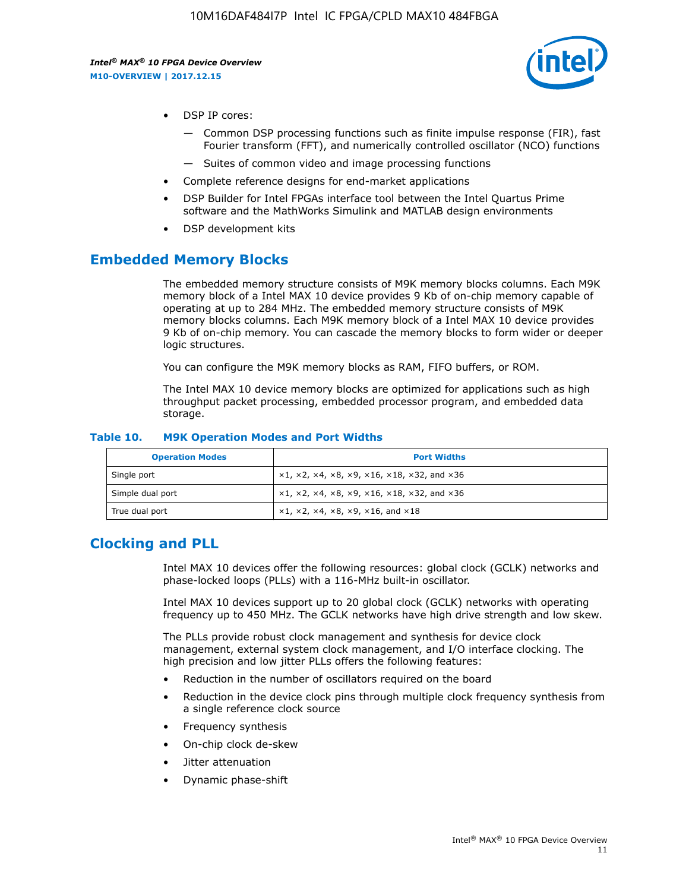- DSP IP cores:
  - — Common DSP processing functions such as finite impulse response (FIR), fast Fourier transform (FFT), and numerically controlled oscillator (NCO) functions
  - — Suites of common video and image processing functions
- Complete reference designs for end-market applications
- DSP Builder for Intel FPGAs interface tool between the Intel Quartus Prime software and the MathWorks Simulink and MATLAB design environments
- DSP development kits

## Embedded Memory Blocks

The embedded memory structure consists of M9K memory blocks columns. Each M9K memory block of a Intel MAX 10 device provides 9 Kb of on-chip memory capable of operating at up to 284 MHz. The embedded memory structure consists of M9K memory blocks columns. Each M9K memory block of a Intel MAX 10 device provides 9 Kb of on-chip memory. You can cascade the memory blocks to form wider or deeper logic structures.

You can configure the M9K memory blocks as RAM, FIFO buffers, or ROM.

The Intel MAX 10 device memory blocks are optimized for applications such as high throughput packet processing, embedded processor program, and embedded data storage.

**Table 10. M9K Operation Modes and Port Widths**

| Operation Modes | Port Widths |
| --- | --- |
| Single port | ×1, ×2, ×4, ×8, ×9, ×16, ×18, ×32, and ×36 |
| Simple dual port | ×1, ×2, ×4, ×8, ×9, ×16, ×18, ×32, and ×36 |
| True dual port | ×1, ×2, ×4, ×8, ×9, ×16, and ×18 |

## Clocking and PLL

Intel MAX 10 devices offer the following resources: global clock (GCLK) networks and phase-locked loops (PLLs) with a 116-MHz built-in oscillator.

Intel MAX 10 devices support up to 20 global clock (GCLK) networks with operating frequency up to 450 MHz. The GCLK networks have high drive strength and low skew.

The PLLs provide robust clock management and synthesis for device clock management, external system clock management, and I/O interface clocking. The high precision and low jitter PLLs offers the following features:

- Reduction in the number of oscillators required on the board
- Reduction in the device clock pins through multiple clock frequency synthesis from a single reference clock source
- Frequency synthesis
- On-chip clock de-skew
- Jitter attenuation
- Dynamic phase-shift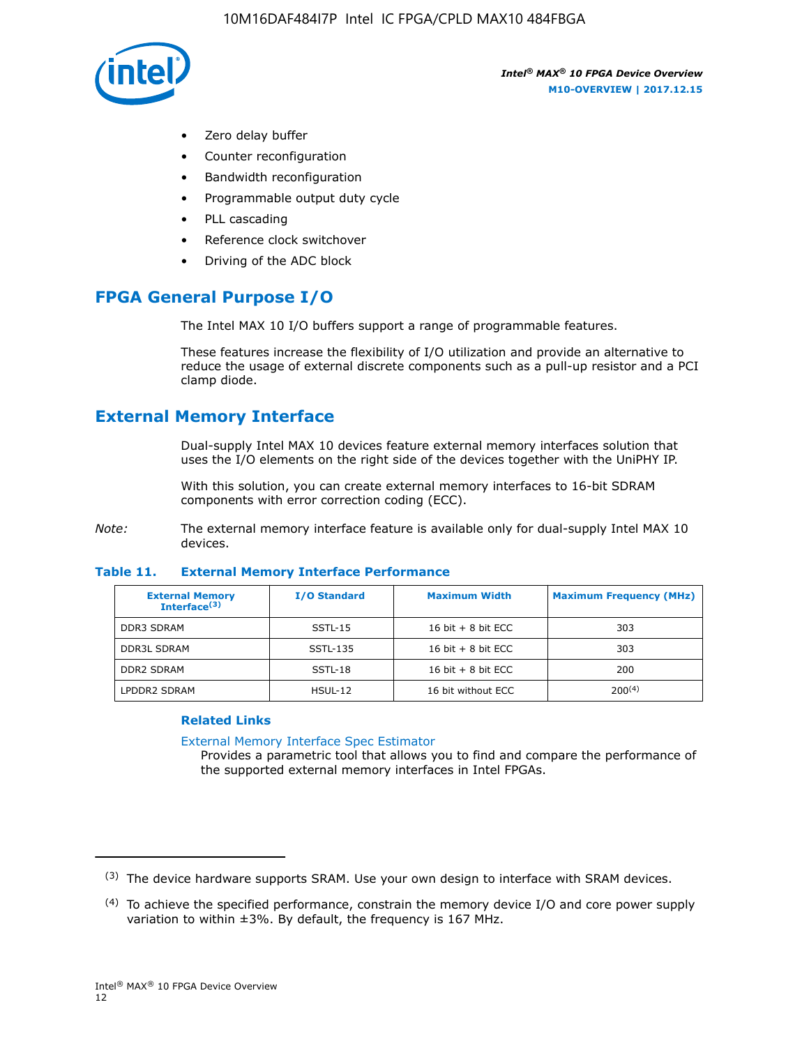- Zero delay buffer
- Counter reconfiguration
- Bandwidth reconfiguration
- Programmable output duty cycle
- PLL cascading
- Reference clock switchover
- Driving of the ADC block

## FPGA General Purpose I/O

The Intel MAX 10 I/O buffers support a range of programmable features.

These features increase the flexibility of I/O utilization and provide an alternative to reduce the usage of external discrete components such as a pull-up resistor and a PCI clamp diode.

## External Memory Interface

Dual-supply Intel MAX 10 devices feature external memory interfaces solution that uses the I/O elements on the right side of the devices together with the UniPHY IP.

With this solution, you can create external memory interfaces to 16-bit SDRAM components with error correction coding (ECC).

*Note:* The external memory interface feature is available only for dual-supply Intel MAX 10 devices.

**Table 11. External Memory Interface Performance**

| External Memory Interface[(3)] | I/O Standard | Maximum Width | Maximum Frequency (MHz) |
|---|---|---|---|
| DDR3 SDRAM | SSTL-15 | 16 bit + 8 bit ECC | 303 |
| DDR3L SDRAM | SSTL-135 | 16 bit + 8 bit ECC | 303 |
| DDR2 SDRAM | SSTL-18 | 16 bit + 8 bit ECC | 200 |
| LPDDR2 SDRAM | HSUL-12 | 16 bit without ECC | 200[(4)] |

### Related Links

External Memory Interface Spec Estimator
Provides a parametric tool that allows you to find and compare the performance of the supported external memory interfaces in Intel FPGAs.

(3) The device hardware supports SRAM. Use your own design to interface with SRAM devices.

(4) To achieve the specified performance, constrain the memory device I/O and core power supply variation to within ±3%. By default, the frequency is 167 MHz.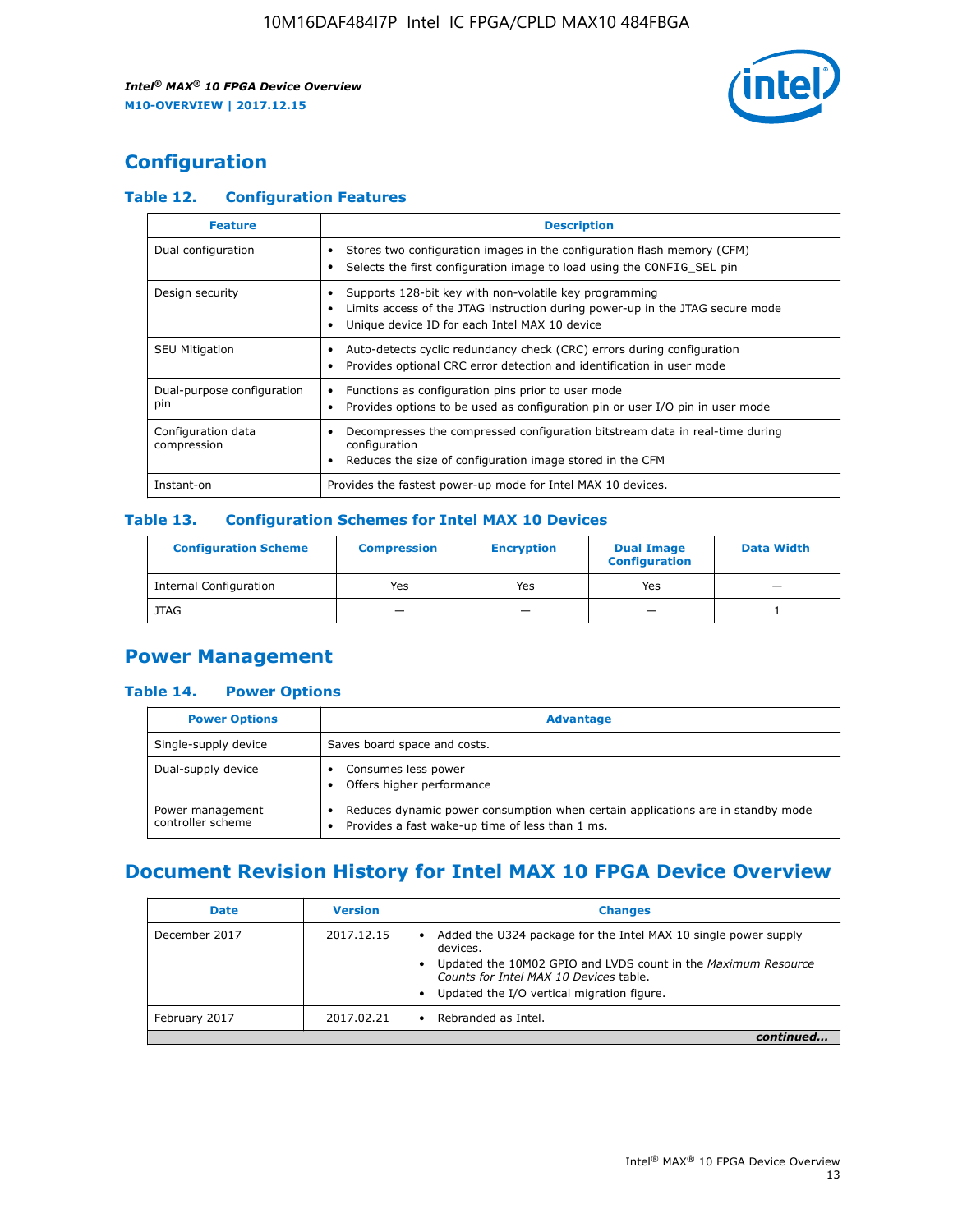# Configuration

### Table 12. Configuration Features

| Feature | Description |
|---|---|
| Dual configuration | • Stores two configuration images in the configuration flash memory (CFM)<br>• Selects the first configuration image to load using the CONFIG_SEL pin |
| Design security | • Supports 128-bit key with non-volatile key programming<br>• Limits access of the JTAG instruction during power-up in the JTAG secure mode<br>• Unique device ID for each Intel MAX 10 device |
| SEU Mitigation | • Auto-detects cyclic redundancy check (CRC) errors during configuration<br>• Provides optional CRC error detection and identification in user mode |
| Dual-purpose configuration pin | • Functions as configuration pins prior to user mode<br>• Provides options to be used as configuration pin or user I/O pin in user mode |
| Configuration data compression | • Decompresses the compressed configuration bitstream data in real-time during configuration<br>• Reduces the size of configuration image stored in the CFM |
| Instant-on | Provides the fastest power-up mode for Intel MAX 10 devices. |

### Table 13. Configuration Schemes for Intel MAX 10 Devices

| Configuration Scheme | Compression | Encryption | Dual Image Configuration | Data Width |
|---|---|---|---|---|
| Internal Configuration | Yes | Yes | Yes | — |
| JTAG | — | — | — | 1 |

# Power Management

### Table 14. Power Options

| Power Options | Advantage |
|---|---|
| Single-supply device | Saves board space and costs. |
| Dual-supply device | • Consumes less power<br>• Offers higher performance |
| Power management controller scheme | • Reduces dynamic power consumption when certain applications are in standby mode<br>• Provides a fast wake-up time of less than 1 ms. |

# Document Revision History for Intel MAX 10 FPGA Device Overview

| Date | Version | Changes |
|---|---|---|
| December 2017 | 2017.12.15 | • Added the U324 package for the Intel MAX 10 single power supply devices.<br>• Updated the 10M02 GPIO and LVDS count in the *Maximum Resource Counts for Intel MAX 10 Devices* table.<br>• Updated the I/O vertical migration figure. |
| February 2017 | 2017.02.21 | • Rebranded as Intel. |

*continued...*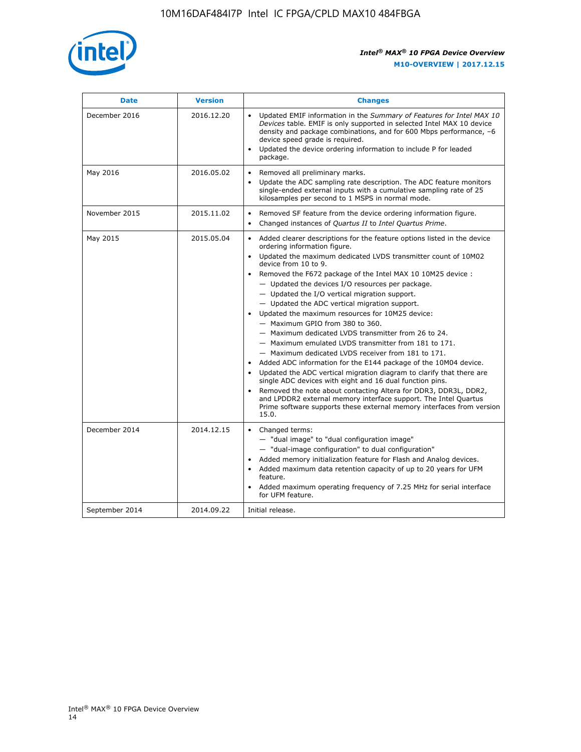| Date | Version | Changes |
| --- | --- | --- |
| December 2016 | 2016.12.20 | • Updated EMIF information in the *Summary of Features for Intel MAX 10 Devices* table. EMIF is only supported in selected Intel MAX 10 device density and package combinations, and for 600 Mbps performance, –6 device speed grade is required.<br>• Updated the device ordering information to include P for leaded package. |
| May 2016 | 2016.05.02 | • Removed all preliminary marks.<br>• Update the ADC sampling rate description. The ADC feature monitors single-ended external inputs with a cumulative sampling rate of 25 kilosamples per second to 1 MSPS in normal mode. |
| November 2015 | 2015.11.02 | • Removed SF feature from the device ordering information figure.<br>• Changed instances of *Quartus II* to *Intel Quartus Prime*. |
| May 2015 | 2015.05.04 | • Added clearer descriptions for the feature options listed in the device ordering information figure.<br>• Updated the maximum dedicated LVDS transmitter count of 10M02 device from 10 to 9.<br>• Removed the F672 package of the Intel MAX 10 10M25 device :<br>— Updated the devices I/O resources per package.<br>— Updated the I/O vertical migration support.<br>— Updated the ADC vertical migration support.<br>• Updated the maximum resources for 10M25 device:<br>— Maximum GPIO from 380 to 360.<br>— Maximum dedicated LVDS transmitter from 26 to 24.<br>— Maximum emulated LVDS transmitter from 181 to 171.<br>— Maximum dedicated LVDS receiver from 181 to 171.<br>• Added ADC information for the E144 package of the 10M04 device.<br>• Updated the ADC vertical migration diagram to clarify that there are single ADC devices with eight and 16 dual function pins.<br>• Removed the note about contacting Altera for DDR3, DDR3L, DDR2, and LPDDR2 external memory interface support. The Intel Quartus Prime software supports these external memory interfaces from version 15.0. |
| December 2014 | 2014.12.15 | • Changed terms:<br>— "dual image" to "dual configuration image"<br>— "dual-image configuration" to dual configuration"<br>• Added memory initialization feature for Flash and Analog devices.<br>• Added maximum data retention capacity of up to 20 years for UFM feature.<br>• Added maximum operating frequency of 7.25 MHz for serial interface for UFM feature. |
| September 2014 | 2014.09.22 | Initial release. |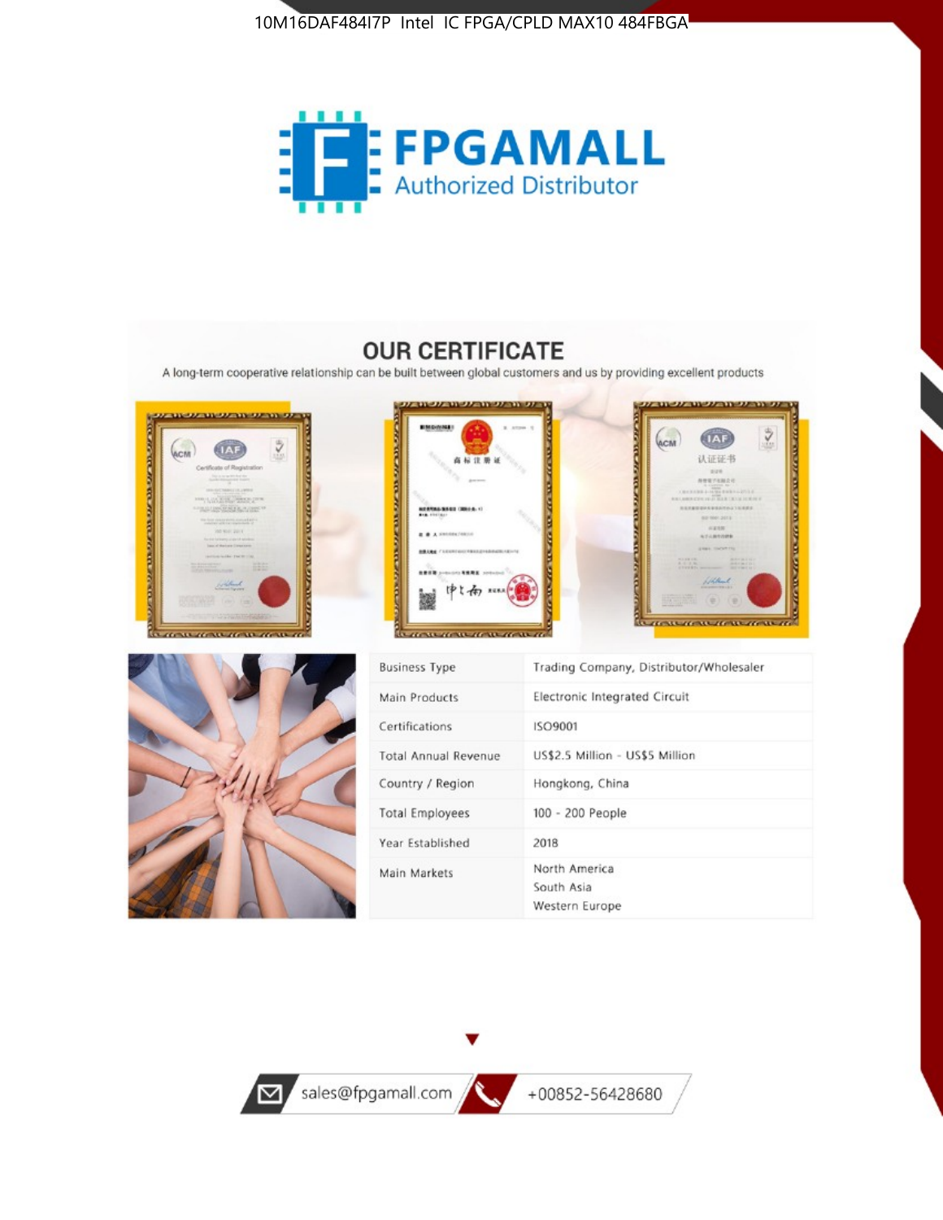# FPGAMALL

Authorized Distributor

## OUR CERTIFICATE

A long-term cooperative relationship can be built between global customers and us by providing excellent products

| | |
|---|---|
| Business Type | Trading Company, Distributor/Wholesaler |
| Main Products | Electronic Integrated Circuit |
| Certifications | ISO9001 |
| Total Annual Revenue | US$2.5 Million - US$5 Million |
| Country / Region | Hongkong, China |
| Total Employees | 100 - 200 People |
| Year Established | 2018 |
| Main Markets | North America<br>South Asia<br>Western Europe |

sales@fpgamall.com

+00852-56428680